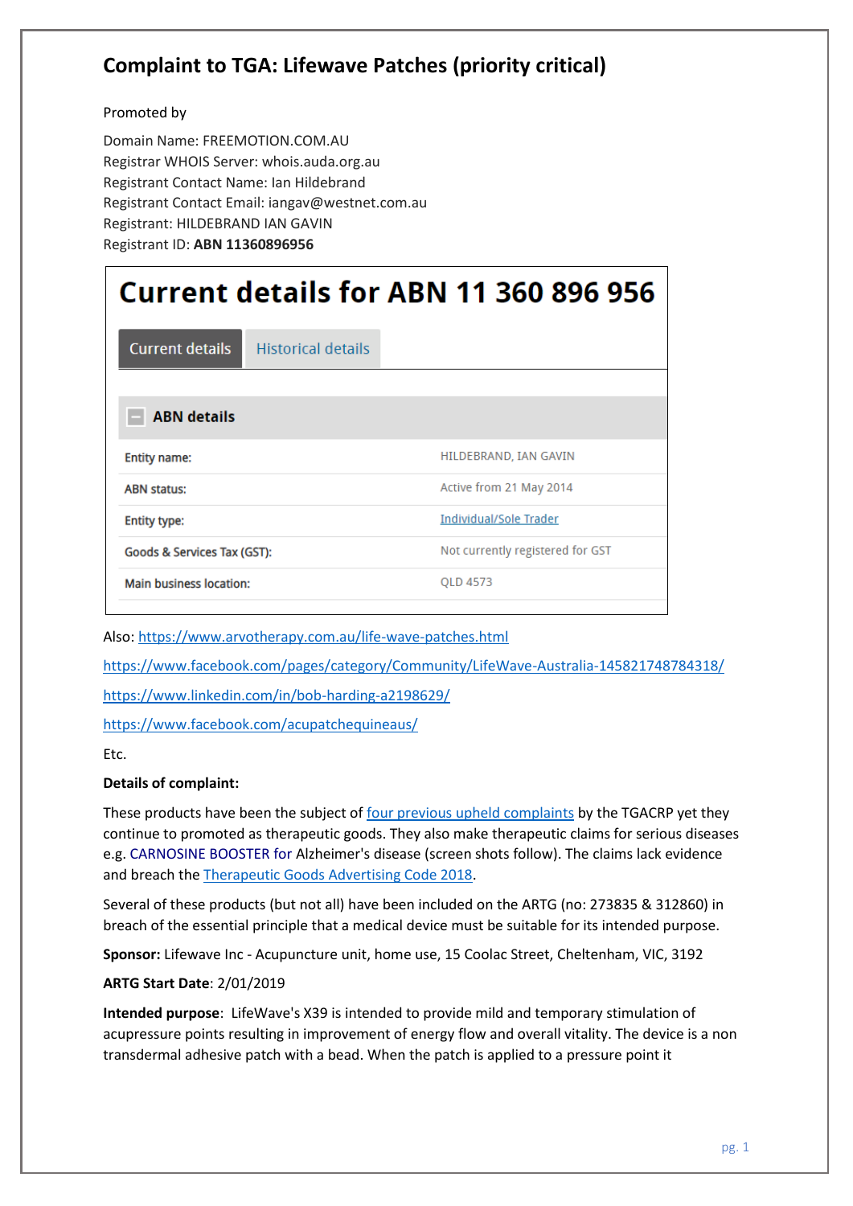# Complaint to TGA: Lifewave Patches (priority critical)

Promoted by

Domain Name: FREEMOTION.COM.AU
Registrar WHOIS Server: whois.auda.org.au
Registrant Contact Name: Ian Hildebrand
Registrant Contact Email: iangav@westnet.com.au
Registrant: HILDEBRAND IAN GAVIN
Registrant ID: **ABN 11360896956**

## Current details for ABN 11 360 896 956

Current details | Historical details

### ABN details

| | |
|---|---|
| Entity name: | HILDEBRAND, IAN GAVIN |
| ABN status: | Active from 21 May 2014 |
| Entity type: | Individual/Sole Trader |
| Goods & Services Tax (GST): | Not currently registered for GST |
| Main business location: | QLD 4573 |

Also: https://www.arvotherapy.com.au/life-wave-patches.html

https://www.facebook.com/pages/category/Community/LifeWave-Australia-145821748784318/

https://www.linkedin.com/in/bob-harding-a2198629/

https://www.facebook.com/acupatchequineaus/

Etc.

**Details of complaint:**

These products have been the subject of four previous upheld complaints by the TGACRP yet they continue to promoted as therapeutic goods. They also make therapeutic claims for serious diseases e.g. CARNOSINE BOOSTER for Alzheimer's disease (screen shots follow). The claims lack evidence and breach the Therapeutic Goods Advertising Code 2018.

Several of these products (but not all) have been included on the ARTG (no: 273835 & 312860) in breach of the essential principle that a medical device must be suitable for its intended purpose.

**Sponsor:** Lifewave Inc - Acupuncture unit, home use, 15 Coolac Street, Cheltenham, VIC, 3192

**ARTG Start Date**: 2/01/2019

**Intended purpose**: LifeWave's X39 is intended to provide mild and temporary stimulation of acupressure points resulting in improvement of energy flow and overall vitality. The device is a non transdermal adhesive patch with a bead. When the patch is applied to a pressure point it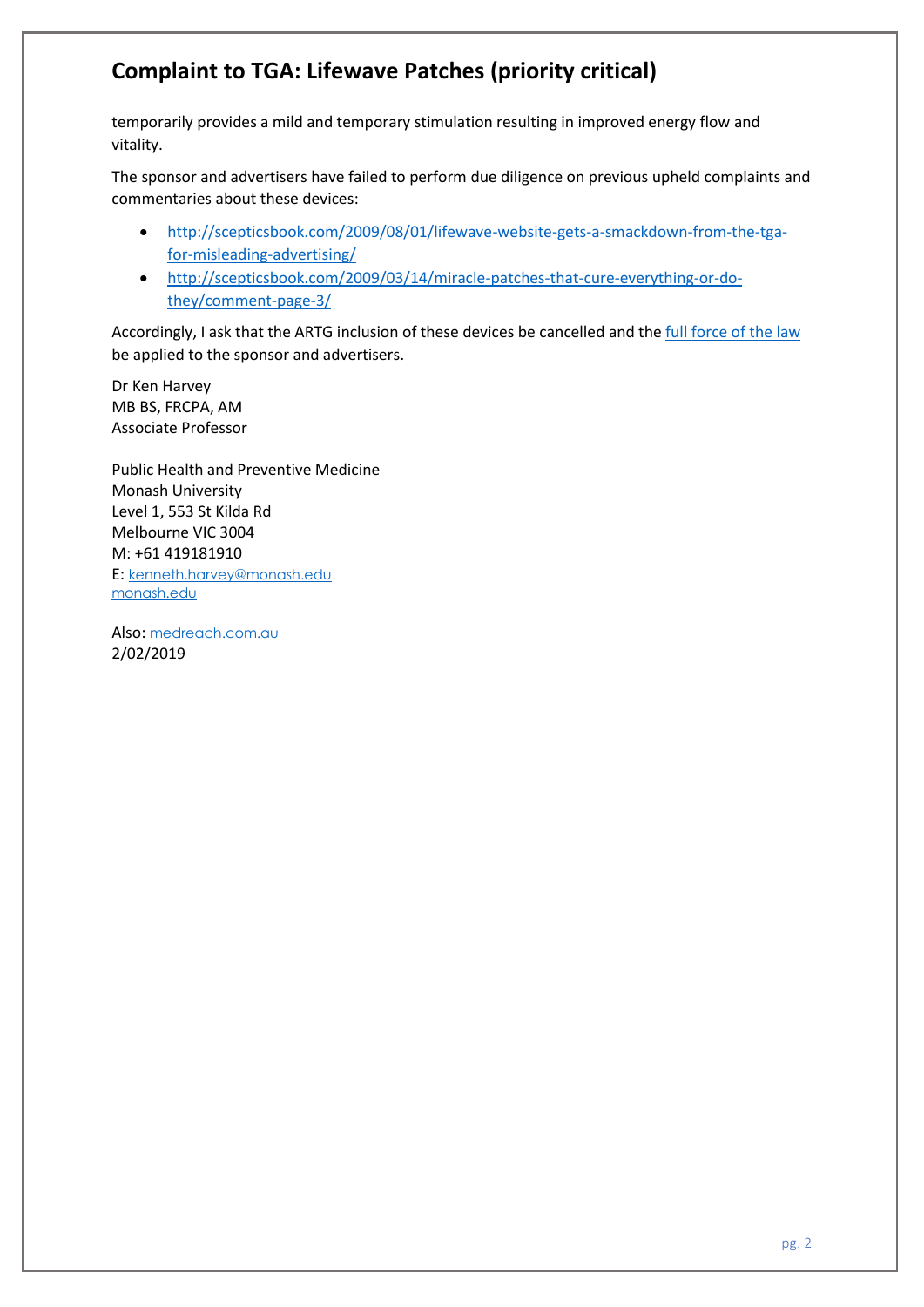temporarily provides a mild and temporary stimulation resulting in improved energy flow and vitality.

The sponsor and advertisers have failed to perform due diligence on previous upheld complaints and commentaries about these devices:

- http://scepticsbook.com/2009/08/01/lifewave-website-gets-a-smackdown-from-the-tga-for-misleading-advertising/
- http://scepticsbook.com/2009/03/14/miracle-patches-that-cure-everything-or-do-they/comment-page-3/

Accordingly, I ask that the ARTG inclusion of these devices be cancelled and the full force of the law be applied to the sponsor and advertisers.

Dr Ken Harvey
MB BS, FRCPA, AM
Associate Professor

Public Health and Preventive Medicine
Monash University
Level 1, 553 St Kilda Rd
Melbourne VIC 3004
M: +61 419181910
E: kenneth.harvey@monash.edu
monash.edu

Also: medreach.com.au
2/02/2019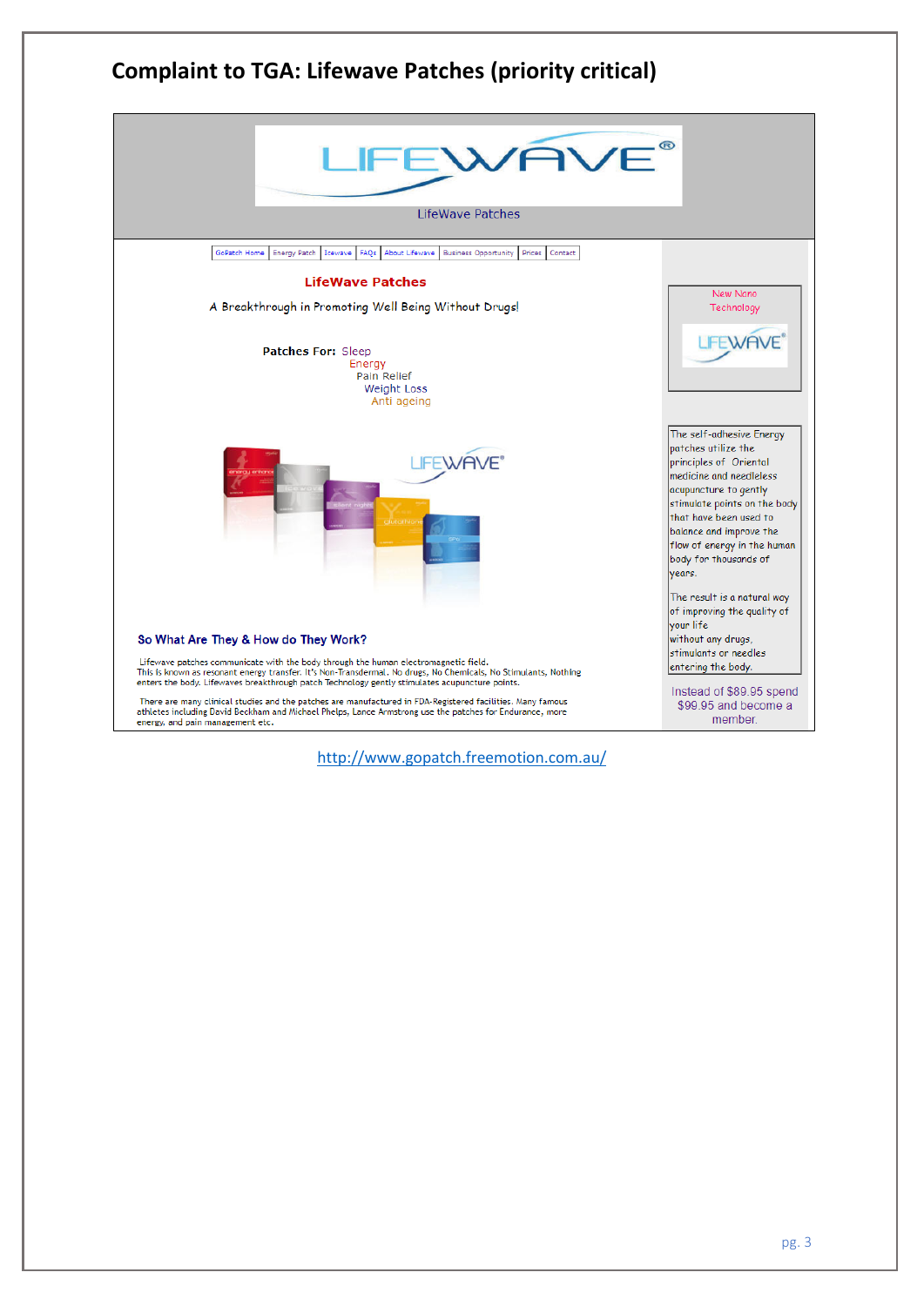# Complaint to TGA: Lifewave Patches (priority critical)

LIFEWAVE®

LifeWave Patches

GoPatch Home | Energy Patch | Icewave | FAQs | About Lifewave | Business Opportunity | Prices | Contact

**LifeWave Patches**

A Breakthrough in Promoting Well Being Without Drugs!

**Patches For:** Sleep
Energy
Pain Relief
Weight Loss
Anti ageing

**So What Are They & How do They Work?**

Lifewave patches communicate with the body through the human electromagnetic field.
This is known as resonant energy transfer. It's Non-Transdermal. No drugs, No Chemicals, No Stimulants, Nothing enters the body. Lifewaves breakthrough patch Technology gently stimulates acupuncture points.

There are many clinical studies and the patches are manufactured in FDA-Registered facilities. Many famous athletes including David Beckham and Michael Phelps, Lance Armstrong use the patches for Endurance, more energy, and pain management etc.

New Nano Technology

LIFEWAVE®

The self-adhesive Energy patches utilize the principles of Oriental medicine and needleless acupuncture to gently stimulate points on the body that have been used to balance and improve the flow of energy in the human body for thousands of years.

The result is a natural way of improving the quality of your life without any drugs, stimulants or needles entering the body.

Instead of $89.95 spend $99.95 and become a member.

http://www.gopatch.freemotion.com.au/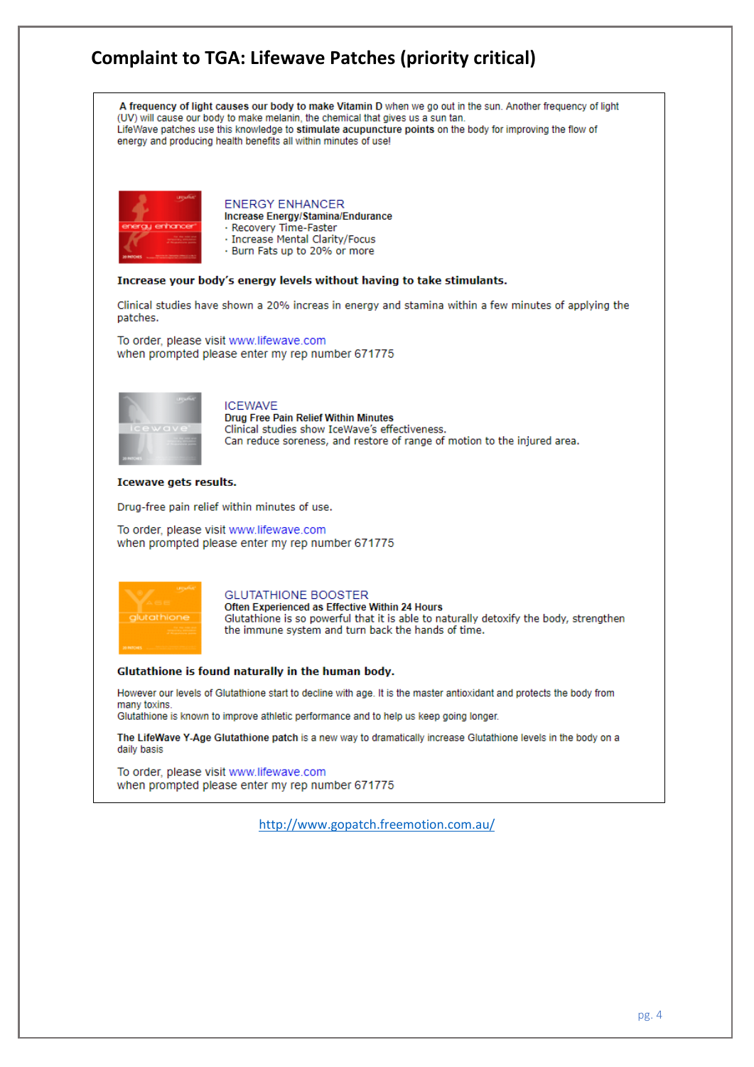## Complaint to TGA: Lifewave Patches (priority critical)

**A frequency of light causes our body to make Vitamin D** when we go out in the sun. Another frequency of light (UV) will cause our body to make melanin, the chemical that gives us a sun tan.
LifeWave patches use this knowledge to **stimulate acupuncture points** on the body for improving the flow of energy and producing health benefits all within minutes of use!

ENERGY ENHANCER
**Increase Energy/Stamina/Endurance**
· Recovery Time-Faster
· Increase Mental Clarity/Focus
· Burn Fats up to 20% or more

**Increase your body's energy levels without having to take stimulants.**

Clinical studies have shown a 20% increas in energy and stamina within a few minutes of applying the patches.

To order, please visit www.lifewave.com
when prompted please enter my rep number 671775

ICEWAVE
**Drug Free Pain Relief Within Minutes**
Clinical studies show IceWave's effectiveness.
Can reduce soreness, and restore of range of motion to the injured area.

**Icewave gets results.**

Drug-free pain relief within minutes of use.

To order, please visit www.lifewave.com
when prompted please enter my rep number 671775

GLUTATHIONE BOOSTER
**Often Experienced as Effective Within 24 Hours**
Glutathione is so powerful that it is able to naturally detoxify the body, strengthen the immune system and turn back the hands of time.

**Glutathione is found naturally in the human body.**

However our levels of Glutathione start to decline with age. It is the master antioxidant and protects the body from many toxins.
Glutathione is known to improve athletic performance and to help us keep going longer.

**The LifeWave Y-Age Glutathione patch** is a new way to dramatically increase Glutathione levels in the body on a daily basis

To order, please visit www.lifewave.com
when prompted please enter my rep number 671775

http://www.gopatch.freemotion.com.au/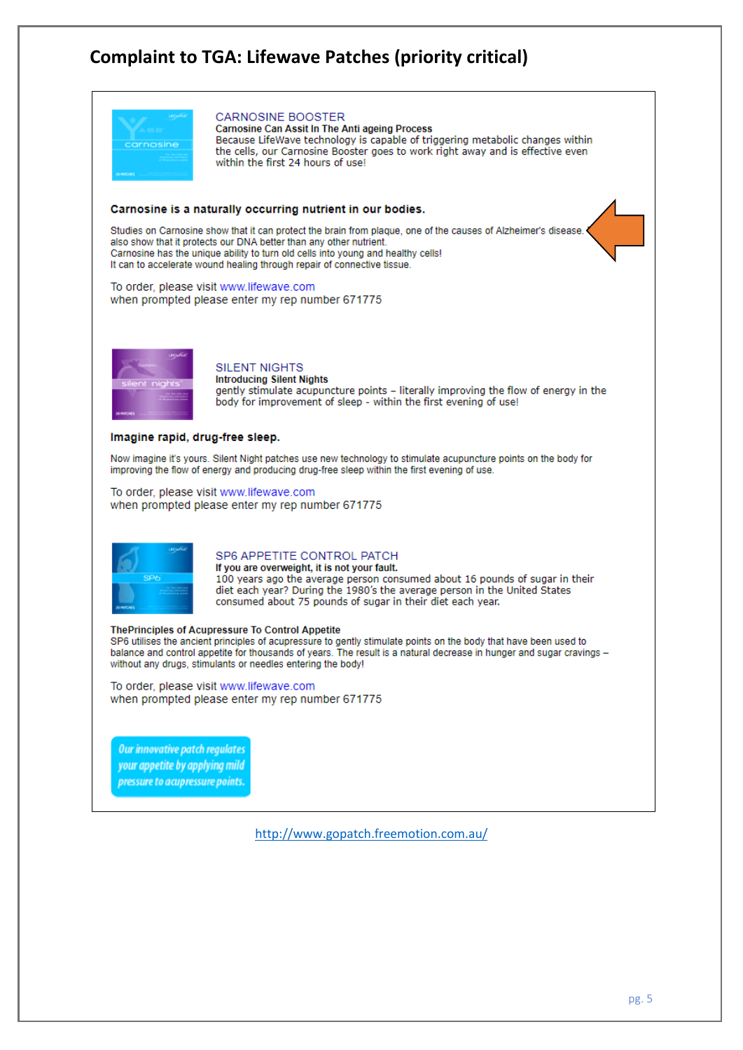# Complaint to TGA: Lifewave Patches (priority critical)

CARNOSINE BOOSTER

**Carnosine Can Assit In The Anti ageing Process**

Because LifeWave technology is capable of triggering metabolic changes within the cells, our Carnosine Booster goes to work right away and is effective even within the first 24 hours of use!

**Carnosine is a naturally occurring nutrient in our bodies.**

Studies on Carnosine show that it can protect the brain from plaque, one of the causes of Alzheimer's disease. also show that it protects our DNA better than any other nutrient.
Carnosine has the unique ability to turn old cells into young and healthy cells!
It can to accelerate wound healing through repair of connective tissue.

To order, please visit www.lifewave.com
when prompted please enter my rep number 671775

SILENT NIGHTS

**Introducing Silent Nights**

gently stimulate acupuncture points – literally improving the flow of energy in the body for improvement of sleep - within the first evening of use!

**Imagine rapid, drug-free sleep.**

Now imagine it's yours. Silent Night patches use new technology to stimulate acupuncture points on the body for improving the flow of energy and producing drug-free sleep within the first evening of use.

To order, please visit www.lifewave.com
when prompted please enter my rep number 671775

SP6 APPETITE CONTROL PATCH

**If you are overweight, it is not your fault.**

100 years ago the average person consumed about 16 pounds of sugar in their diet each year? During the 1980's the average person in the United States consumed about 75 pounds of sugar in their diet each year.

**ThePrinciples of Acupressure To Control Appetite**

SP6 utilises the ancient principles of acupressure to gently stimulate points on the body that have been used to balance and control appetite for thousands of years. The result is a natural decrease in hunger and sugar cravings – without any drugs, stimulants or needles entering the body!

To order, please visit www.lifewave.com
when prompted please enter my rep number 671775

*Our innovative patch regulates your appetite by applying mild pressure to acupressure points.*

http://www.gopatch.freemotion.com.au/